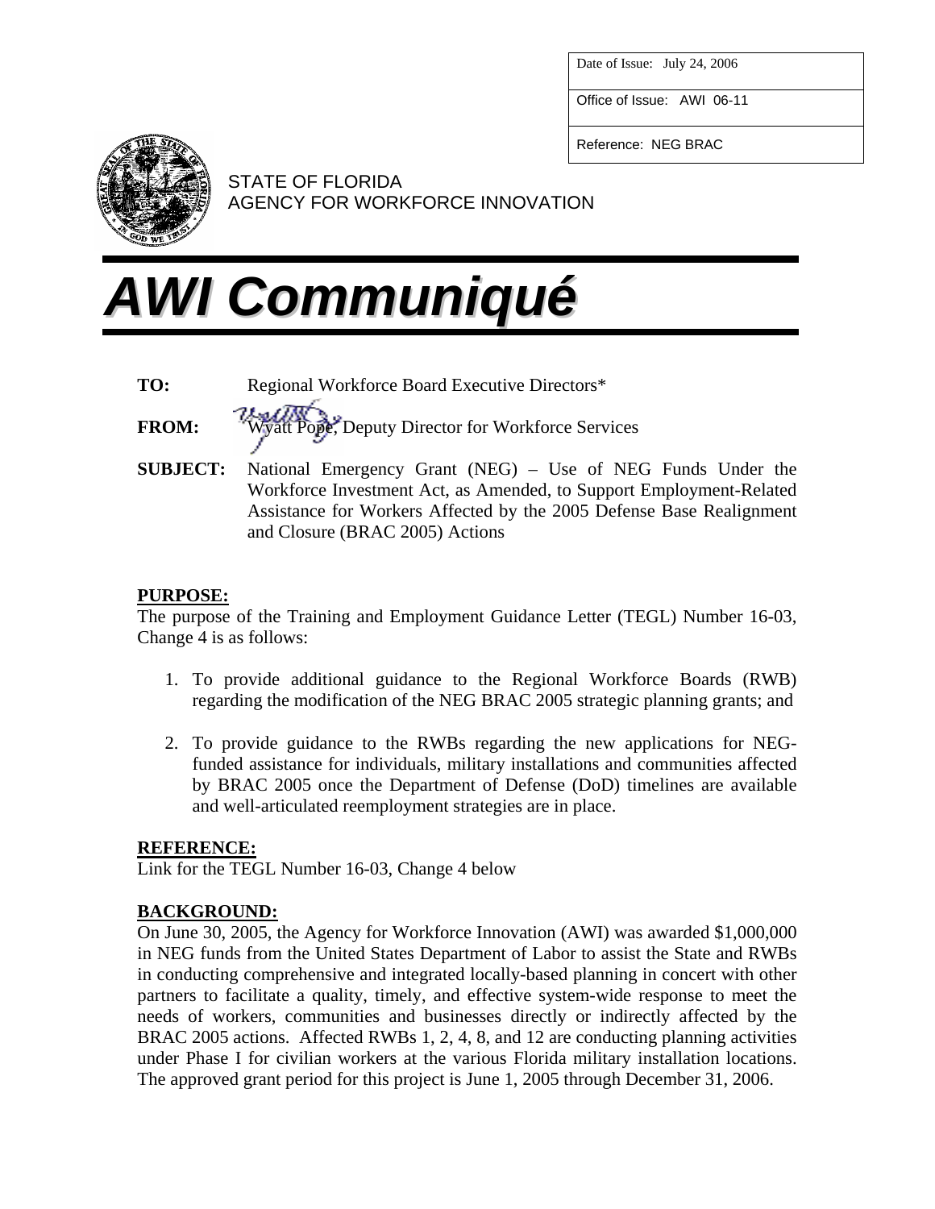| Date of Issue: July 24, 2006 |
| --- |
| Office of Issue: AWI 06-11 |
| Reference: NEG BRAC |

STATE OF FLORIDA
AGENCY FOR WORKFORCE INNOVATION

# AWI Communiqué

**TO:** Regional Workforce Board Executive Directors*

**FROM:** Wyatt Pope, Deputy Director for Workforce Services

**SUBJECT:** National Emergency Grant (NEG) – Use of NEG Funds Under the Workforce Investment Act, as Amended, to Support Employment-Related Assistance for Workers Affected by the 2005 Defense Base Realignment and Closure (BRAC 2005) Actions

## PURPOSE:

The purpose of the Training and Employment Guidance Letter (TEGL) Number 16-03, Change 4 is as follows:

1. To provide additional guidance to the Regional Workforce Boards (RWB) regarding the modification of the NEG BRAC 2005 strategic planning grants; and
2. To provide guidance to the RWBs regarding the new applications for NEG-funded assistance for individuals, military installations and communities affected by BRAC 2005 once the Department of Defense (DoD) timelines are available and well-articulated reemployment strategies are in place.

## REFERENCE:

Link for the TEGL Number 16-03, Change 4 below

## BACKGROUND:

On June 30, 2005, the Agency for Workforce Innovation (AWI) was awarded $1,000,000 in NEG funds from the United States Department of Labor to assist the State and RWBs in conducting comprehensive and integrated locally-based planning in concert with other partners to facilitate a quality, timely, and effective system-wide response to meet the needs of workers, communities and businesses directly or indirectly affected by the BRAC 2005 actions. Affected RWBs 1, 2, 4, 8, and 12 are conducting planning activities under Phase I for civilian workers at the various Florida military installation locations. The approved grant period for this project is June 1, 2005 through December 31, 2006.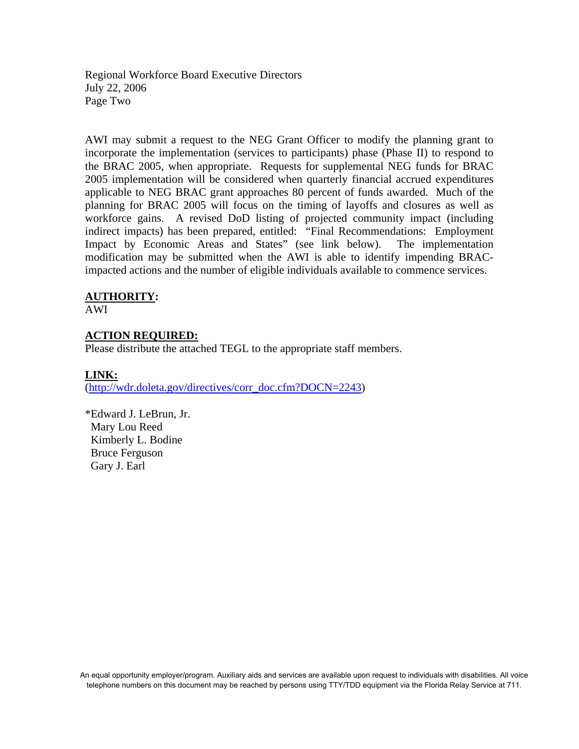AWI may submit a request to the NEG Grant Officer to modify the planning grant to incorporate the implementation (services to participants) phase (Phase II) to respond to the BRAC 2005, when appropriate. Requests for supplemental NEG funds for BRAC 2005 implementation will be considered when quarterly financial accrued expenditures applicable to NEG BRAC grant approaches 80 percent of funds awarded. Much of the planning for BRAC 2005 will focus on the timing of layoffs and closures as well as workforce gains. A revised DoD listing of projected community impact (including indirect impacts) has been prepared, entitled: "Final Recommendations: Employment Impact by Economic Areas and States" (see link below). The implementation modification may be submitted when the AWI is able to identify impending BRAC-impacted actions and the number of eligible individuals available to commence services.

**AUTHORITY:**
AWI

**ACTION REQUIRED:**
Please distribute the attached TEGL to the appropriate staff members.

**LINK:**
(http://wdr.doleta.gov/directives/corr_doc.cfm?DOCN=2243)

*Edward J. LeBrun, Jr.
Mary Lou Reed
Kimberly L. Bodine
Bruce Ferguson
Gary J. Earl

An equal opportunity employer/program. Auxiliary aids and services are available upon request to individuals with disabilities. All voice telephone numbers on this document may be reached by persons using TTY/TDD equipment via the Florida Relay Service at 711.